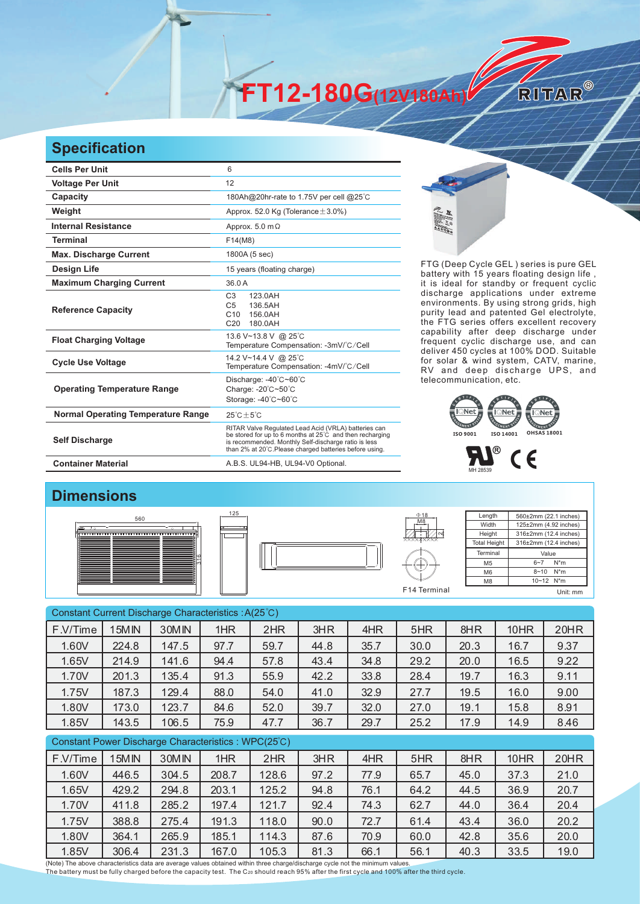# FT12-180G(12V180Ah)

RITAR®

## Specification

| | |
|---|---|
| **Cells Per Unit** | 6 |
| **Voltage Per Unit** | 12 |
| **Capacity** | 180Ah@20hr-rate to 1.75V per cell @25°C |
| **Weight** | Approx. 52.0 Kg (Tolerance±3.0%) |
| **Internal Resistance** | Approx. 5.0 mΩ |
| **Terminal** | F14(M8) |
| **Max. Discharge Current** | 1800A (5 sec) |
| **Design Life** | 15 years (floating charge) |
| **Maximum Charging Current** | 36.0 A |
| **Reference Capacity** | C3 123.0AH<br>C5 136.5AH<br>C10 156.0AH<br>C20 180.0AH |
| **Float Charging Voltage** | 13.6 V~13.8 V @ 25°C<br>Temperature Compensation: -3mV/°C/Cell |
| **Cycle Use Voltage** | 14.2 V~14.4 V @ 25°C<br>Temperature Compensation: -4mV/°C/Cell |
| **Operating Temperature Range** | Discharge: -40°C~60°C<br>Charge: -20°C~50°C<br>Storage: -40°C~60°C |
| **Normal Operating Temperature Range** | 25°C±5°C |
| **Self Discharge** | RITAR Valve Regulated Lead Acid (VRLA) batteries can be stored for up to 6 months at 25°C and then recharging is recommended. Monthly Self-discharge ratio is less than 2% at 20°C.Please charged batteries before using. |
| **Container Material** | A.B.S. UL94-HB, UL94-V0 Optional. |

FTG (Deep Cycle GEL ) series is pure GEL battery with 15 years floating design life , it is ideal for standby or frequent cyclic discharge applications under extreme environments. By using strong grids, high purity lead and patented Gel electrolyte, the FTG series offers excellent recovery capability after deep discharge under frequent cyclic discharge use, and can deliver 450 cycles at 100% DOD. Suitable for solar & wind system, CATV, marine, RV and deep discharge UPS, and telecommunication, etc.

ISO 9001 ISO 14001 OHSAS 18001

MH 28539

## Dimensions

F14 Terminal

| Length | 560±2mm (22.1 inches) |
|---|---|
| Width | 125±2mm (4.92 inches) |
| Height | 316±2mm (12.4 inches) |
| Total Height | 316±2mm (12.4 inches) |
| **Terminal** | **Value** |
| M5 | 6~7 N*m |
| M6 | 8~10 N*m |
| M8 | 10~12 N*m |

Unit: mm

Constant Current Discharge Characteristics : A(25°C)

| F.V/Time | 15MIN | 30MIN | 1HR | 2HR | 3HR | 4HR | 5HR | 8HR | 10HR | 20HR |
|---|---|---|---|---|---|---|---|---|---|---|
| 1.60V | 224.8 | 147.5 | 97.7 | 59.7 | 44.8 | 35.7 | 30.0 | 20.3 | 16.7 | 9.37 |
| 1.65V | 214.9 | 141.6 | 94.4 | 57.8 | 43.4 | 34.8 | 29.2 | 20.0 | 16.5 | 9.22 |
| 1.70V | 201.3 | 135.4 | 91.3 | 55.9 | 42.2 | 33.8 | 28.4 | 19.7 | 16.3 | 9.11 |
| 1.75V | 187.3 | 129.4 | 88.0 | 54.0 | 41.0 | 32.9 | 27.7 | 19.5 | 16.0 | 9.00 |
| 1.80V | 173.0 | 123.7 | 84.6 | 52.0 | 39.7 | 32.0 | 27.0 | 19.1 | 15.8 | 8.91 |
| 1.85V | 143.5 | 106.5 | 75.9 | 47.7 | 36.7 | 29.7 | 25.2 | 17.9 | 14.9 | 8.46 |

Constant Power Discharge Characteristics : WPC(25°C)

| F.V/Time | 15MIN | 30MIN | 1HR | 2HR | 3HR | 4HR | 5HR | 8HR | 10HR | 20HR |
|---|---|---|---|---|---|---|---|---|---|---|
| 1.60V | 446.5 | 304.5 | 208.7 | 128.6 | 97.2 | 77.9 | 65.7 | 45.0 | 37.3 | 21.0 |
| 1.65V | 429.2 | 294.8 | 203.1 | 125.2 | 94.8 | 76.1 | 64.2 | 44.5 | 36.9 | 20.7 |
| 1.70V | 411.8 | 285.2 | 197.4 | 121.7 | 92.4 | 74.3 | 62.7 | 44.0 | 36.4 | 20.4 |
| 1.75V | 388.8 | 275.4 | 191.3 | 118.0 | 90.0 | 72.7 | 61.4 | 43.4 | 36.0 | 20.2 |
| 1.80V | 364.1 | 265.9 | 185.1 | 114.3 | 87.6 | 70.9 | 60.0 | 42.8 | 35.6 | 20.0 |
| 1.85V | 306.4 | 231.3 | 167.0 | 105.3 | 81.3 | 66.1 | 56.1 | 40.3 | 33.5 | 19.0 |

(Note) The above characteristics data are average values obtained within three charge/discharge cycle not the minimum values.
The battery must be fully charged before the capacity test. The $C_{20}$ should reach 95% after the first cycle and 100% after the third cycle.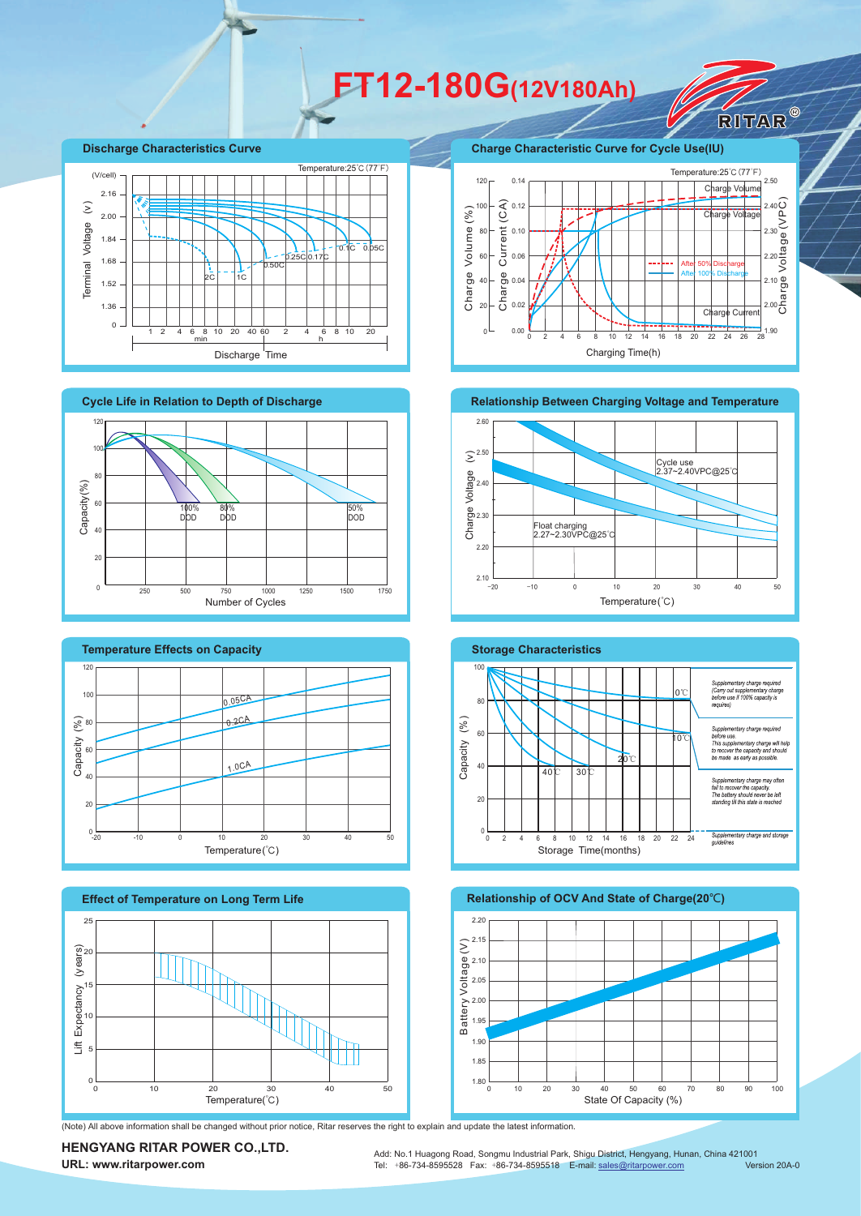# FT12-180G(12V180Ah)

RITAR®

## Discharge Characteristics Curve

Temperature:25°C (77°F)

(V/cell)

Terminal Voltage (v)

2.16
2.00
1.84
1.68
1.52
1.36
0

1 2 4 6 8 10 20 40 60 2 4 6 8 10 20

min h

Discharge Time

2C 1C 0.50C 0.25C 0.17C 0.1C 0.05C

## Charge Characteristic Curve for Cycle Use(IU)

Temperature:25°C (77°F)

Charge Volume (%)

Charge Current (CA)

Charge Voltage (VPC)

120 100 80 60 40 20 0

0.14 0.12 0.10 0.08 0.06 0.04 0.02 0.00

2.50 2.40 2.30 2.20 2.10 2.00 1.90

0 2 4 6 8 10 12 14 16 18 20 22 24 26 28

Charging Time(h)

Charge Volume

Charge Voltage

After 50% Discharge

After 100% Discharge

Charge Current

## Cycle Life in Relation to Depth of Discharge

Capacity(%)

120 100 80 60 40 20 0

250 500 750 1000 1250 1500 1750

Number of Cycles

100% DOD

80% DOD

50% DOD

## Relationship Between Charging Voltage and Temperature

Charge Voltage (v)

2.60 2.50 2.40 2.30 2.20 2.10

−20 −10 0 10 20 30 40 50

Temperature(°C)

Cycle use 2.37~2.40VPC@25°C

Float charging 2.27~2.30VPC@25°C

## Temperature Effects on Capacity

Capacity (%)

120 100 80 60 40 20 0

-20 -10 0 10 20 30 40 50

Temperature(°C)

0.05CA

0.2CA

1.0CA

## Storage Characteristics

Capacity (%)

100 80 60 40 20 0

0 2 4 6 8 10 12 14 16 18 20 22 24

Storage Time(months)

0°C 10°C 20°C 30°C 40°C

Supplementary charge required (Carry out supplementary charge before use if 100% capacity is requires)

Supplementary charge required before use. This supplementary charge will help to recover the capacity and should be made as early as possible.

Supplementary charge may often fail to recover the capacity. The battery should never be left standing till this state is reached

Supplementary charge and storage guidelines

## Effect of Temperature on Long Term Life

Lift Expectancy (years)

25 20 15 10 5 0

0 10 20 30 40 50

Temperature(°C)

## Relationship of OCV And State of Charge(20℃)

Battery Voltage (V)

2.20 2.15 2.10 2.05 2.00 1.95 1.90 1.85 1.80

0 10 20 30 40 50 60 70 80 90 100

State Of Capacity (%)

(Note) All above information shall be changed without prior notice, Ritar reserves the right to explain and update the latest information.

**HENGYANG RITAR POWER CO.,LTD.**

**URL: www.ritarpower.com**

Add: No.1 Huagong Road, Songmu Industrial Park, Shigu District, Hengyang, Hunan, China 421001

Tel: +86-734-8595528 Fax: +86-734-8595518 E-mail: sales@ritarpower.com

Version 20A-0